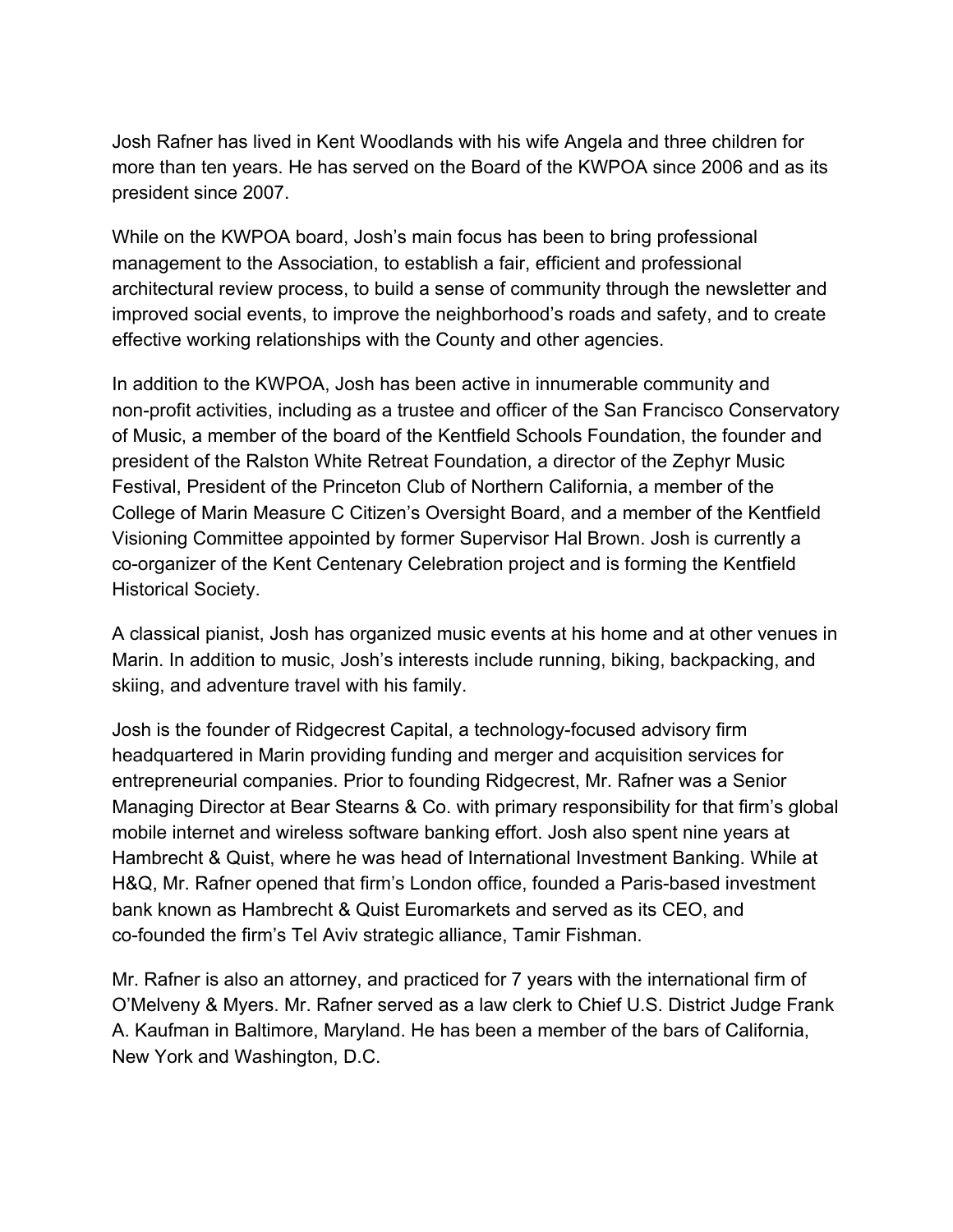Josh Rafner has lived in Kent Woodlands with his wife Angela and three children for more than ten years. He has served on the Board of the KWPOA since 2006 and as its president since 2007.

While on the KWPOA board, Josh's main focus has been to bring professional management to the Association, to establish a fair, efficient and professional architectural review process, to build a sense of community through the newsletter and improved social events, to improve the neighborhood's roads and safety, and to create effective working relationships with the County and other agencies.

In addition to the KWPOA, Josh has been active in innumerable community and non-profit activities, including as a trustee and officer of the San Francisco Conservatory of Music, a member of the board of the Kentfield Schools Foundation, the founder and president of the Ralston White Retreat Foundation, a director of the Zephyr Music Festival, President of the Princeton Club of Northern California, a member of the College of Marin Measure C Citizen's Oversight Board, and a member of the Kentfield Visioning Committee appointed by former Supervisor Hal Brown. Josh is currently a co-organizer of the Kent Centenary Celebration project and is forming the Kentfield Historical Society.

A classical pianist, Josh has organized music events at his home and at other venues in Marin. In addition to music, Josh's interests include running, biking, backpacking, and skiing, and adventure travel with his family.

Josh is the founder of Ridgecrest Capital, a technology-focused advisory firm headquartered in Marin providing funding and merger and acquisition services for entrepreneurial companies. Prior to founding Ridgecrest, Mr. Rafner was a Senior Managing Director at Bear Stearns & Co. with primary responsibility for that firm's global mobile internet and wireless software banking effort. Josh also spent nine years at Hambrecht & Quist, where he was head of International Investment Banking. While at H&Q, Mr. Rafner opened that firm's London office, founded a Paris-based investment bank known as Hambrecht & Quist Euromarkets and served as its CEO, and co-founded the firm's Tel Aviv strategic alliance, Tamir Fishman.

Mr. Rafner is also an attorney, and practiced for 7 years with the international firm of O'Melveny & Myers. Mr. Rafner served as a law clerk to Chief U.S. District Judge Frank A. Kaufman in Baltimore, Maryland. He has been a member of the bars of California, New York and Washington, D.C.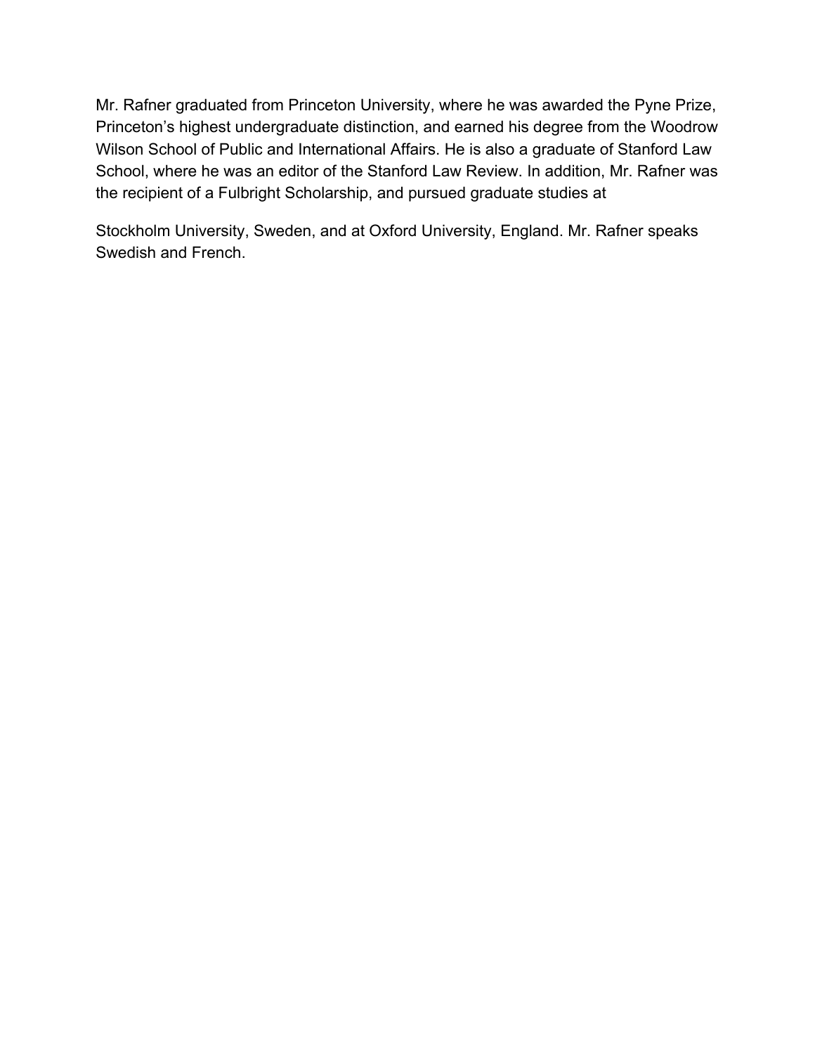Mr. Rafner graduated from Princeton University, where he was awarded the Pyne Prize, Princeton's highest undergraduate distinction, and earned his degree from the Woodrow Wilson School of Public and International Affairs. He is also a graduate of Stanford Law School, where he was an editor of the Stanford Law Review. In addition, Mr. Rafner was the recipient of a Fulbright Scholarship, and pursued graduate studies at Stockholm University, Sweden, and at Oxford University, England. Mr. Rafner speaks Swedish and French.